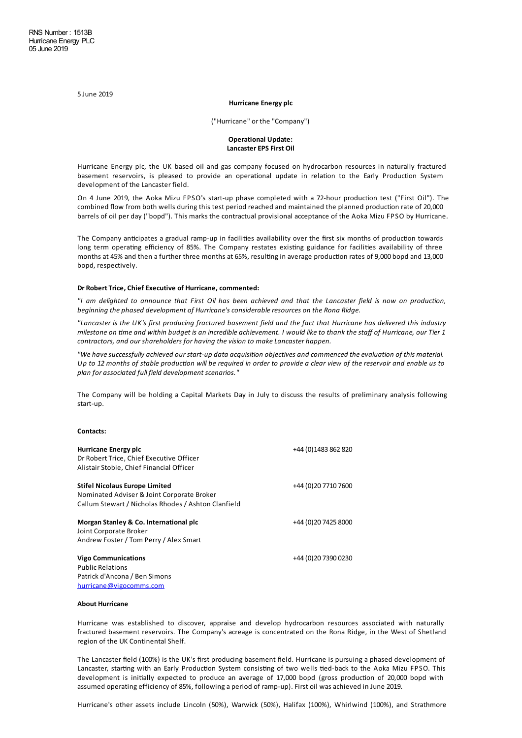RNS Number : 1513B
Hurricane Energy PLC
05 June 2019

5 June 2019

**Hurricane Energy plc**

("Hurricane" or the "Company")

**Operational Update:**
**Lancaster EPS First Oil**

Hurricane Energy plc, the UK based oil and gas company focused on hydrocarbon resources in naturally fractured basement reservoirs, is pleased to provide an operational update in relation to the Early Production System development of the Lancaster field.

On 4 June 2019, the Aoka Mizu FPSO's start-up phase completed with a 72-hour production test ("First Oil"). The combined flow from both wells during this test period reached and maintained the planned production rate of 20,000 barrels of oil per day ("bopd"). This marks the contractual provisional acceptance of the Aoka Mizu FPSO by Hurricane.

The Company anticipates a gradual ramp-up in facilities availability over the first six months of production towards long term operating efficiency of 85%. The Company restates existing guidance for facilities availability of three months at 45% and then a further three months at 65%, resulting in average production rates of 9,000 bopd and 13,000 bopd, respectively.

**Dr Robert Trice, Chief Executive of Hurricane, commented:**

*"I am delighted to announce that First Oil has been achieved and that the Lancaster field is now on production, beginning the phased development of Hurricane's considerable resources on the Rona Ridge.*

*"Lancaster is the UK's first producing fractured basement field and the fact that Hurricane has delivered this industry milestone on time and within budget is an incredible achievement. I would like to thank the staff of Hurricane, our Tier 1 contractors, and our shareholders for having the vision to make Lancaster happen.*

*"We have successfully achieved our start-up data acquisition objectives and commenced the evaluation of this material. Up to 12 months of stable production will be required in order to provide a clear view of the reservoir and enable us to plan for associated full field development scenarios."*

The Company will be holding a Capital Markets Day in July to discuss the results of preliminary analysis following start-up.

**Contacts:**

| | |
|---|---|
| **Hurricane Energy plc**<br>Dr Robert Trice, Chief Executive Officer<br>Alistair Stobie, Chief Financial Officer | +44 (0)1483 862 820 |
| **Stifel Nicolaus Europe Limited**<br>Nominated Adviser & Joint Corporate Broker<br>Callum Stewart / Nicholas Rhodes / Ashton Clanfield | +44 (0)20 7710 7600 |
| **Morgan Stanley & Co. International plc**<br>Joint Corporate Broker<br>Andrew Foster / Tom Perry / Alex Smart | +44 (0)20 7425 8000 |
| **Vigo Communications**<br>Public Relations<br>Patrick d'Ancona / Ben Simons<br>hurricane@vigocomms.com | +44 (0)20 7390 0230 |

**About Hurricane**

Hurricane was established to discover, appraise and develop hydrocarbon resources associated with naturally fractured basement reservoirs. The Company's acreage is concentrated on the Rona Ridge, in the West of Shetland region of the UK Continental Shelf.

The Lancaster field (100%) is the UK's first producing basement field. Hurricane is pursuing a phased development of Lancaster, starting with an Early Production System consisting of two wells tied-back to the Aoka Mizu FPSO. This development is initially expected to produce an average of 17,000 bopd (gross production of 20,000 bopd with assumed operating efficiency of 85%, following a period of ramp-up). First oil was achieved in June 2019.

Hurricane's other assets include Lincoln (50%), Warwick (50%), Halifax (100%), Whirlwind (100%), and Strathmore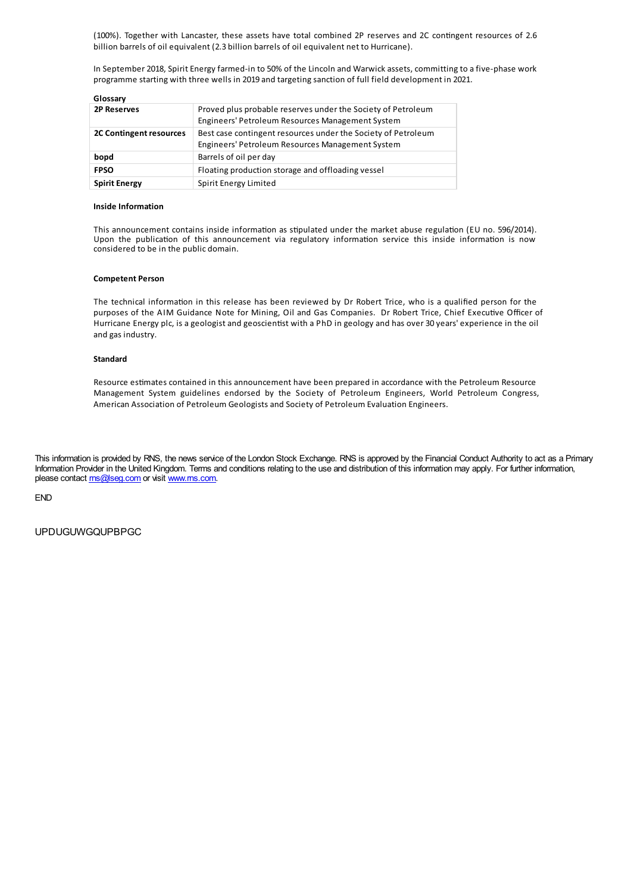(100%). Together with Lancaster, these assets have total combined 2P reserves and 2C contingent resources of 2.6 billion barrels of oil equivalent (2.3 billion barrels of oil equivalent net to Hurricane).

In September 2018, Spirit Energy farmed-in to 50% of the Lincoln and Warwick assets, committing to a five-phase work programme starting with three wells in 2019 and targeting sanction of full field development in 2021.

**Glossary**

| | |
|---|---|
| **2P Reserves** | Proved plus probable reserves under the Society of Petroleum Engineers' Petroleum Resources Management System |
| **2C Contingent resources** | Best case contingent resources under the Society of Petroleum Engineers' Petroleum Resources Management System |
| **bopd** | Barrels of oil per day |
| **FPSO** | Floating production storage and offloading vessel |
| **Spirit Energy** | Spirit Energy Limited |

**Inside Information**

This announcement contains inside information as stipulated under the market abuse regulation (EU no. 596/2014). Upon the publication of this announcement via regulatory information service this inside information is now considered to be in the public domain.

**Competent Person**

The technical information in this release has been reviewed by Dr Robert Trice, who is a qualified person for the purposes of the AIM Guidance Note for Mining, Oil and Gas Companies. Dr Robert Trice, Chief Executive Officer of Hurricane Energy plc, is a geologist and geoscientist with a PhD in geology and has over 30 years' experience in the oil and gas industry.

**Standard**

Resource estimates contained in this announcement have been prepared in accordance with the Petroleum Resource Management System guidelines endorsed by the Society of Petroleum Engineers, World Petroleum Congress, American Association of Petroleum Geologists and Society of Petroleum Evaluation Engineers.

This information is provided by RNS, the news service of the London Stock Exchange. RNS is approved by the Financial Conduct Authority to act as a Primary Information Provider in the United Kingdom. Terms and conditions relating to the use and distribution of this information may apply. For further information, please contact rns@lseg.com or visit www.rns.com.

END

UPDUGUWGQUPBPGC